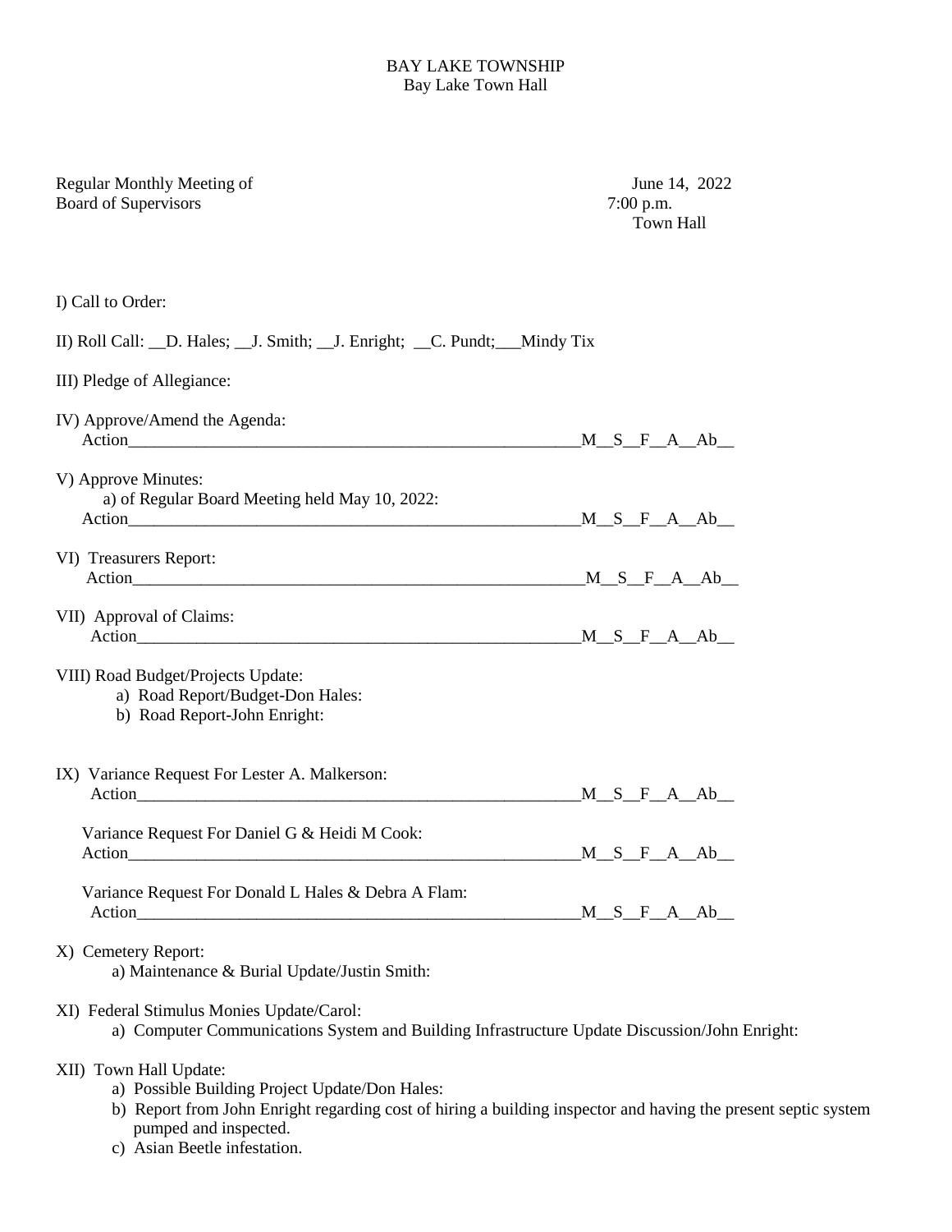BAY LAKE TOWNSHIP
Bay Lake Town Hall

Regular Monthly Meeting of Board of Supervisors

June 14, 2022
7:00 p.m.
Town Hall

I) Call to Order:

II) Roll Call: __D. Hales; __J. Smith; __J. Enright; __C. Pundt;___Mindy Tix

III) Pledge of Allegiance:

IV) Approve/Amend the Agenda:
Action_______________________________________________________M__S__F__A__Ab__

V) Approve Minutes:
a) of Regular Board Meeting held May 10, 2022:
Action_______________________________________________________M__S__F__A__Ab__

VI) Treasurers Report:
Action_______________________________________________________M__S__F__A__Ab__

VII) Approval of Claims:
Action_______________________________________________________M__S__F__A__Ab__

VIII) Road Budget/Projects Update:
a) Road Report/Budget-Don Hales:
b) Road Report-John Enright:

IX) Variance Request For Lester A. Malkerson:
Action_______________________________________________________M__S__F__A__Ab__

Variance Request For Daniel G & Heidi M Cook:
Action_______________________________________________________M__S__F__A__Ab__

Variance Request For Donald L Hales & Debra A Flam:
Action_______________________________________________________M__S__F__A__Ab__

X) Cemetery Report:
a) Maintenance & Burial Update/Justin Smith:

XI) Federal Stimulus Monies Update/Carol:
a) Computer Communications System and Building Infrastructure Update Discussion/John Enright:

XII) Town Hall Update:
a) Possible Building Project Update/Don Hales:
b) Report from John Enright regarding cost of hiring a building inspector and having the present septic system pumped and inspected.
c) Asian Beetle infestation.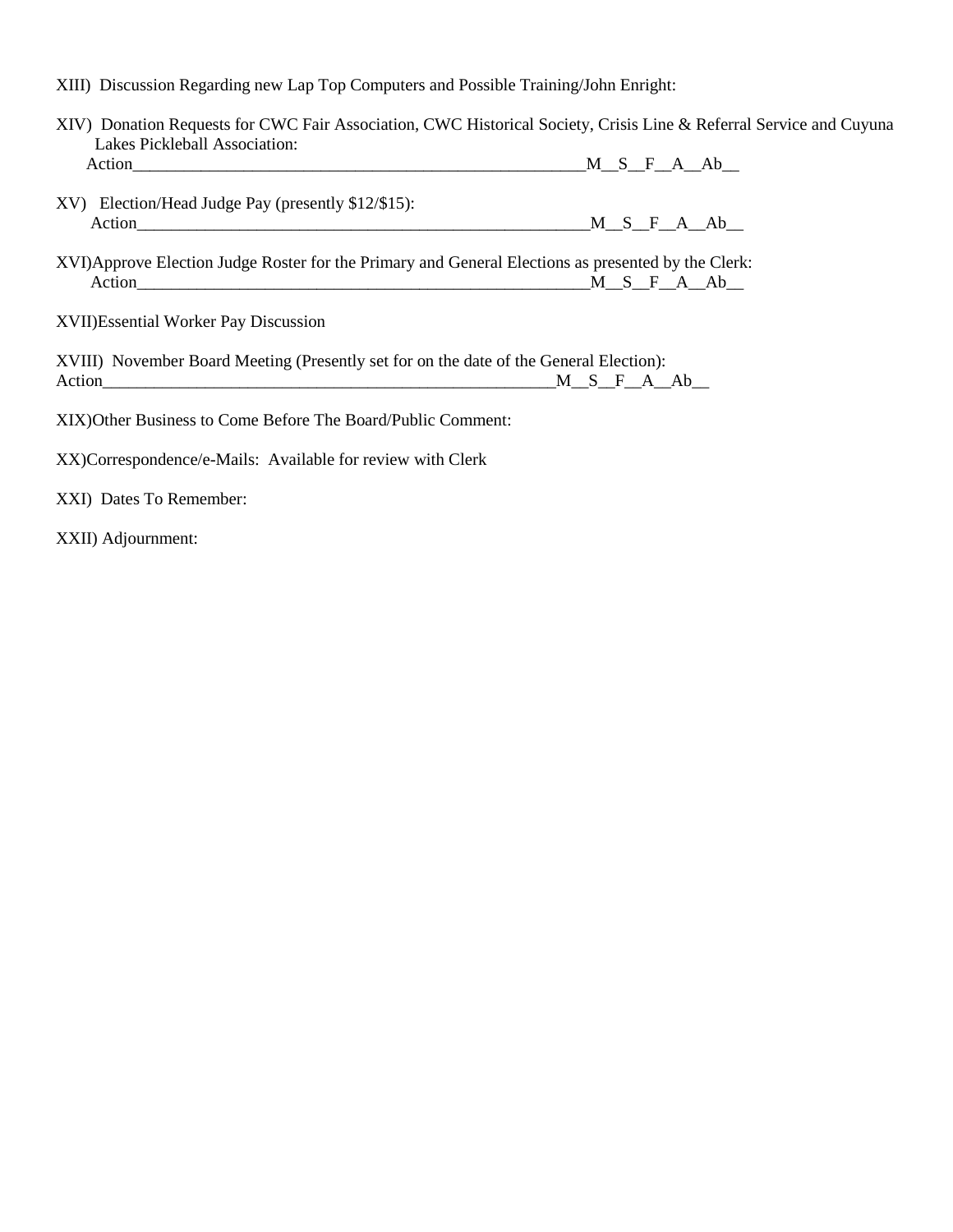XIII) Discussion Regarding new Lap Top Computers and Possible Training/John Enright:

XIV) Donation Requests for CWC Fair Association, CWC Historical Society, Crisis Line & Referral Service and Cuyuna Lakes Pickleball Association:
Action_______________________________________________________M__S__F__A__Ab__

XV) Election/Head Judge Pay (presently $12/$15):
Action_______________________________________________________M__S__F__A__Ab__

XVI)Approve Election Judge Roster for the Primary and General Elections as presented by the Clerk:
Action_______________________________________________________M__S__F__A__Ab__

XVII)Essential Worker Pay Discussion

XVIII) November Board Meeting (Presently set for on the date of the General Election):
Action_______________________________________________________M__S__F__A__Ab__

XIX)Other Business to Come Before The Board/Public Comment:

XX)Correspondence/e-Mails: Available for review with Clerk

XXI) Dates To Remember:

XXII) Adjournment: